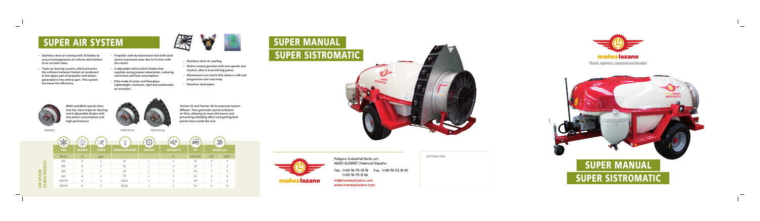# SUPER AIR SYSTEM

- Stainless steel air coming with 18 blades to ensure homogeneous air volume distribution of air on both sides.
- Triple air ducting system, which prevents the collision between fastest air produced in the upper part of propeller and slower, generated in the central part. This system increases the efficiency.
- Propeller with duraluminium hub with steel sleeve to prevent wear due to friction with the clutch.
- 8 adjustable helical pitch blades that regulate energy/power absorption, reducing noise level and fuel consumption.
- Pale made of nylon and fiberglass. Lightweight, resistant, rigid and unalterable to corrosion.

- Stainless steel air cowling.
- Mañez Lozano gearbox with two speeds and neutral, able to transmit big power.
- Alluminium iron clutch that allows a soft and progressive start and stop.
- Stainless steel pipes.

Ø820 and Ø920 special olive tree fan, have triple air ducting and 8 adjustable blades with low power consumption and high perfomance

DINAMIC

TWISTER S5 TWISTER S6

Twister S5 and Twister S6 incorporate twister diffuser. They generates spiral turbulent air flow, allowing to move the leaves and preventing shielding effect and getting best penetration inside the tree

**AIR SYSTEM CHARACTERISTICS**

| FAN | BLADES | SPEED | NOZZLE HOLDERS | CLUTCH | AIR DUCTS | HP | RANGE (m) | |
|---|---|---|---|---|---|---|---|---|
| Ø mm | nº | gear | | | nº | RPM 540 | LAT. | VERT. |
| 920 | 8 | 1 | 16 | ✓ | 2 | 27 | 5 | 4 |
| 920 | 8 | 2 | 16 | ✓ | 2 | 36 | 7 | 6 |
| 920 | 8 | 1 | 18 | ✓ | 2 | 40 | 7 | 6 |
| 920 | 8 | 2 | 18 | ✓ | 2 | 51 | 8 | 6 |
| 920TW | 8 | 1 | 20/26 | ✓ | 3 | 40 | 7 | 6 |
| 920TW | 8 | 2 | 20/26 | ✓ | 3 | 51 | 9 | 6 |

# SUPER MANUAL
# SUPER SISTROMATIC

mañezlozano

Polígono Industrial Norte, s/n
46230 ALGINET (Valencia) España

Tels: (+34) 96 175 05 18 Fax: (+34) 96 172 18 40
(+34) 96 175 12 66

ml@manezylozano.com
www.manezylozano.com

DISTRIBUTOR:

mañezlozano

Passion, experience, compromise and innovation

# SUPER MANUAL
# SUPER SISTROMATIC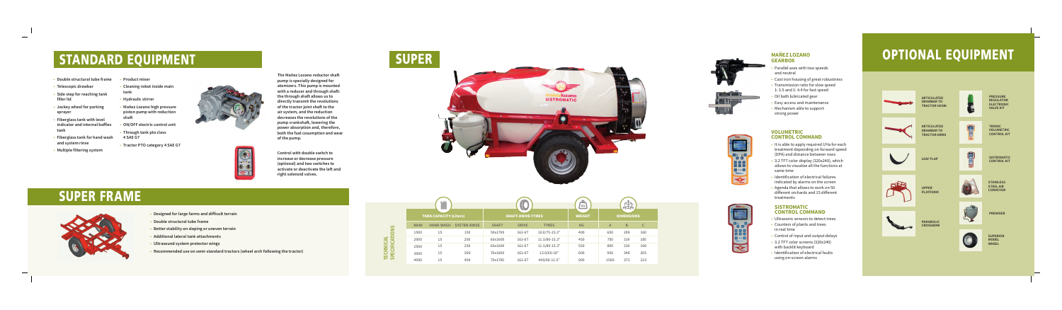## STANDARD EQUIPMENT

- Double structural tube frame
- Telescopic drawbar
- Side step for reaching tank filler lid
- Jockey wheel for parking sprayer
- Fiberglass tank with level indicator and internal baffles tank
- Fiberglass tank for hand wash and system rinse
- Multiple filtering system
- Product mixer
- Cleaning robot inside main tank
- Hydraulic stirrer
- Mañez Lozano high pressure piston pump with reduction shaft
- ON/OFF electric control unit
- Through tank pto class 4 SAE G7
- Tractor PTO category 4 SAE G7

**The Mañez Lozano reductor shaft pump is specially designed for atomizers. This pump is mounted with a reducer and through shaft: the through shaft allows us to directly transmit the revolutions of the tractor joint shaft to the air system, and the reduction decreases the revolutions of the pump crankshaft, lowering the power absorption and, therefore, both the fuel cosumption and wear of the pump.**

**Control with double switch to increase or decrease pressure (optional) and two switches to activate or deactivate the left and right solenoid valves.**

## SUPER FRAME

- Designed for large farms and difficult terrain
- Double structural tube frame
- Better stability on sloping or uneven terrain
- Additional lateral tank attachments
- Ultrasound system protector wings
- Recommended use on semi-standard tractors (wheel arch following the tractor)

## SUPER

### TECHNICAL SPECIFICATIONS

| TANK CAPACITY (Liters) | | | SHAFT-DRIVE-TYRES | | | WEIGHT | DIMENSIONS | | |
|---|---|---|---|---|---|---|---|---|---|
| MAIN | HAND-WASH | SYSTEM-RINSE | SHAFT | DRIVE | TYRES | KG. | A | B | C |
| 1500 | 15 | 150 | 50x1700 | 161-6T | 10.0/75-15.3" | 400 | 650 | 299 | 160 |
| 2000 | 15 | 200 | 60x1600 | 161-6T | 11.5/80-15.3" | 450 | 750 | 320 | 185 |
| 2500 | 15 | 250 | 60x1600 | 161-6T | 11.5/80-15.3" | 550 | 800 | 320 | 196 |
| 3000 | 15 | 300 | 70x1600 | 161-6T | 13.0/65-18" | 600 | 950 | 348 | 203 |
| 4000 | 15 | 400 | 70x1700 | 161-6T | 400/60-11.5" | 900 | 1500 | 372 | 223 |

### MAÑEZ LOZANO GEARBOX

- Parallel axes with two speeds and neutral
- Cast iron housing of great robustness
- Transmission ratio for slow speed 1: 3.5 and 1: 4.4 for fast speed
- Oil bath lubricated gear
- Easy access and maintenance
- Mechanism able to support strong power

### VOLUMETRIC CONTROL COMMAND

- It is able to apply required l/Ha for each treatment depending on forward speed (DPA) and distance between rows
- 3.2 TFT color display (320x240), which allows to visualize all the functions at same time
- Identification of electrical failures indicated by alarms on the screen
- Agenda that allows to work on 50 different orchards and 15 different treatments

### SISTROMATIC CONTROL COMMAND

- Ultrasonic sensors to detect trees
- Counters of plants and trees in real time
- Control of input and output delays
- 3.2 TFT color screens (320x240) with backlit keyboard
- Identification of electrical faults using on-screen alarms

## OPTIONAL EQUIPMENT

ARTICULATED DRAWBAR TO TRACTOR HOOK

PRESSURE REGULATOR ELECTRONIC VALVE KIT

ARTICULATED DRAWBAR TO TRACTOR ARMS

TRONIC VOLUMETRIC CONTROL KIT

LEAF FLAP

SISTROMATIC CONTROL KIT

UPPER PLATFORM

STAINLESS STEEL AIR CONVEYOR

PARABOLIC CROSSBOW

PREMIXER

SUPERIOR MODEL WHEEL